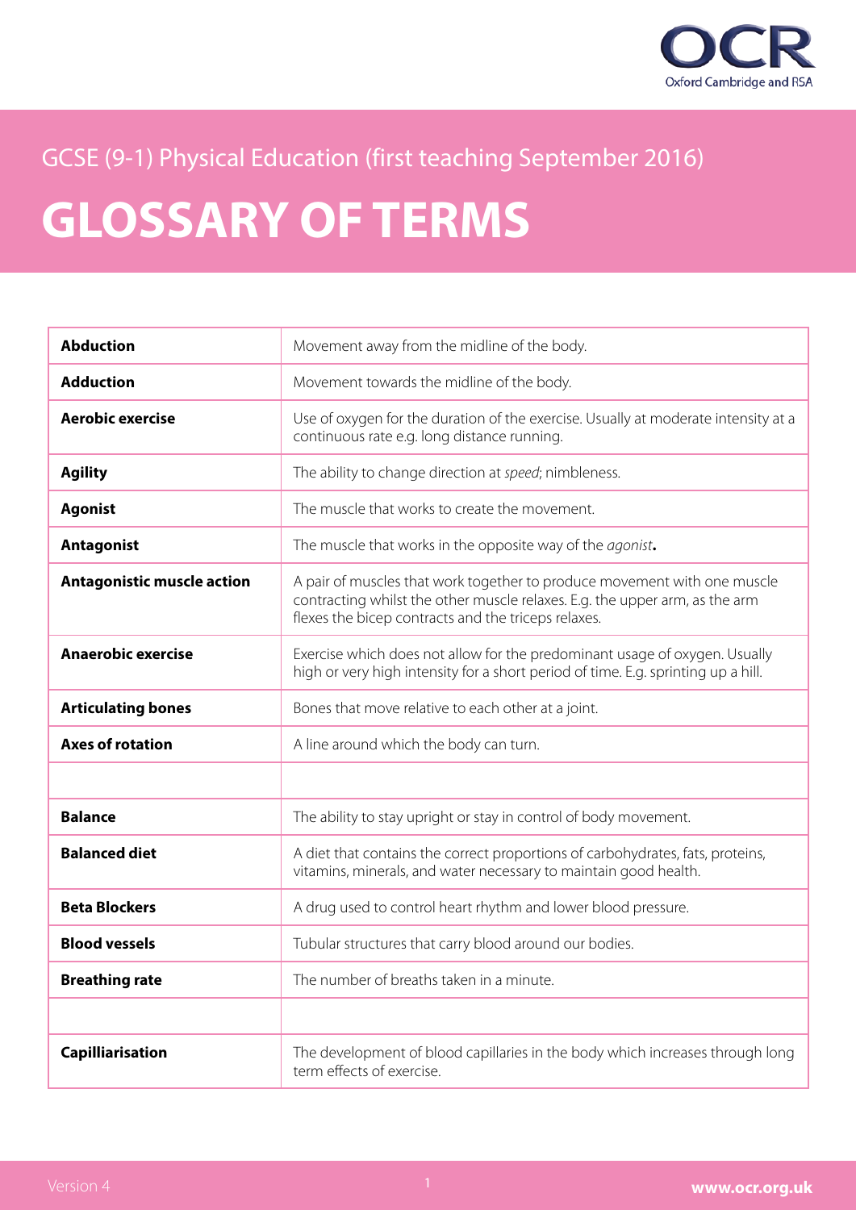GCSE (9-1) Physical Education (first teaching September 2016)

# GLOSSARY OF TERMS

| | |
|---|---|
| **Abduction** | Movement away from the midline of the body. |
| **Adduction** | Movement towards the midline of the body. |
| **Aerobic exercise** | Use of oxygen for the duration of the exercise. Usually at moderate intensity at a continuous rate e.g. long distance running. |
| **Agility** | The ability to change direction at *speed*; nimbleness. |
| **Agonist** | The muscle that works to create the movement. |
| **Antagonist** | The muscle that works in the opposite way of the *agonist***.** |
| **Antagonistic muscle action** | A pair of muscles that work together to produce movement with one muscle contracting whilst the other muscle relaxes. E.g. the upper arm, as the arm flexes the bicep contracts and the triceps relaxes. |
| **Anaerobic exercise** | Exercise which does not allow for the predominant usage of oxygen. Usually high or very high intensity for a short period of time. E.g. sprinting up a hill. |
| **Articulating bones** | Bones that move relative to each other at a joint. |
| **Axes of rotation** | A line around which the body can turn. |
| | |
| **Balance** | The ability to stay upright or stay in control of body movement. |
| **Balanced diet** | A diet that contains the correct proportions of carbohydrates, fats, proteins, vitamins, minerals, and water necessary to maintain good health. |
| **Beta Blockers** | A drug used to control heart rhythm and lower blood pressure. |
| **Blood vessels** | Tubular structures that carry blood around our bodies. |
| **Breathing rate** | The number of breaths taken in a minute. |
| | |
| **Capilliarisation** | The development of blood capillaries in the body which increases through long term effects of exercise. |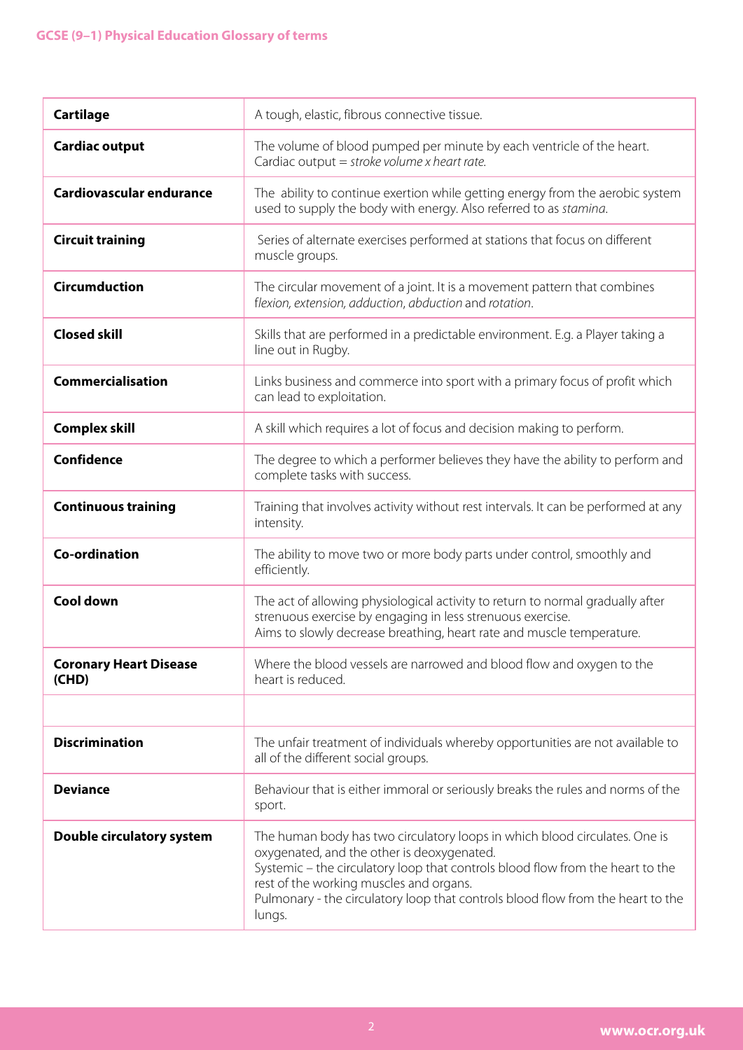| | |
|---|---|
| **Cartilage** | A tough, elastic, fibrous connective tissue. |
| **Cardiac output** | The volume of blood pumped per minute by each ventricle of the heart. Cardiac output = *stroke volume x heart rate.* |
| **Cardiovascular endurance** | The ability to continue exertion while getting energy from the aerobic system used to supply the body with energy. Also referred to as *stamina*. |
| **Circuit training** | Series of alternate exercises performed at stations that focus on different muscle groups. |
| **Circumduction** | The circular movement of a joint. It is a movement pattern that combines *flexion, extension, adduction, abduction* and *rotation*. |
| **Closed skill** | Skills that are performed in a predictable environment. E.g. a Player taking a line out in Rugby. |
| **Commercialisation** | Links business and commerce into sport with a primary focus of profit which can lead to exploitation. |
| **Complex skill** | A skill which requires a lot of focus and decision making to perform. |
| **Confidence** | The degree to which a performer believes they have the ability to perform and complete tasks with success. |
| **Continuous training** | Training that involves activity without rest intervals. It can be performed at any intensity. |
| **Co-ordination** | The ability to move two or more body parts under control, smoothly and efficiently. |
| **Cool down** | The act of allowing physiological activity to return to normal gradually after strenuous exercise by engaging in less strenuous exercise. Aims to slowly decrease breathing, heart rate and muscle temperature. |
| **Coronary Heart Disease (CHD)** | Where the blood vessels are narrowed and blood flow and oxygen to the heart is reduced. |
| | |
| **Discrimination** | The unfair treatment of individuals whereby opportunities are not available to all of the different social groups. |
| **Deviance** | Behaviour that is either immoral or seriously breaks the rules and norms of the sport. |
| **Double circulatory system** | The human body has two circulatory loops in which blood circulates. One is oxygenated, and the other is deoxygenated. Systemic – the circulatory loop that controls blood flow from the heart to the rest of the working muscles and organs. Pulmonary - the circulatory loop that controls blood flow from the heart to the lungs. |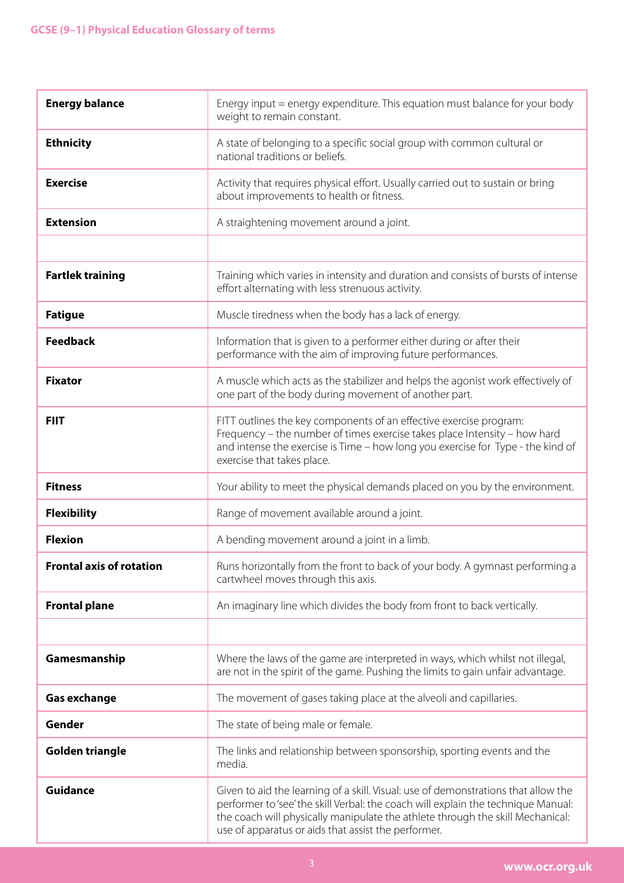| | |
|---|---|
| **Energy balance** | Energy input = energy expenditure. This equation must balance for your body weight to remain constant. |
| **Ethnicity** | A state of belonging to a specific social group with common cultural or national traditions or beliefs. |
| **Exercise** | Activity that requires physical effort. Usually carried out to sustain or bring about improvements to health or fitness. |
| **Extension** | A straightening movement around a joint. |
| | |
| **Fartlek training** | Training which varies in intensity and duration and consists of bursts of intense effort alternating with less strenuous activity. |
| **Fatigue** | Muscle tiredness when the body has a lack of energy. |
| **Feedback** | Information that is given to a performer either during or after their performance with the aim of improving future performances. |
| **Fixator** | A muscle which acts as the stabilizer and helps the agonist work effectively of one part of the body during movement of another part. |
| **FIIT** | FITT outlines the key components of an effective exercise program: Frequency – the number of times exercise takes place Intensity – how hard and intense the exercise is Time – how long you exercise for Type - the kind of exercise that takes place. |
| **Fitness** | Your ability to meet the physical demands placed on you by the environment. |
| **Flexibility** | Range of movement available around a joint. |
| **Flexion** | A bending movement around a joint in a limb. |
| **Frontal axis of rotation** | Runs horizontally from the front to back of your body. A gymnast performing a cartwheel moves through this axis. |
| **Frontal plane** | An imaginary line which divides the body from front to back vertically. |
| | |
| **Gamesmanship** | Where the laws of the game are interpreted in ways, which whilst not illegal, are not in the spirit of the game. Pushing the limits to gain unfair advantage. |
| **Gas exchange** | The movement of gases taking place at the alveoli and capillaries. |
| **Gender** | The state of being male or female. |
| **Golden triangle** | The links and relationship between sponsorship, sporting events and the media. |
| **Guidance** | Given to aid the learning of a skill. Visual: use of demonstrations that allow the performer to 'see' the skill Verbal: the coach will explain the technique Manual: the coach will physically manipulate the athlete through the skill Mechanical: use of apparatus or aids that assist the performer. |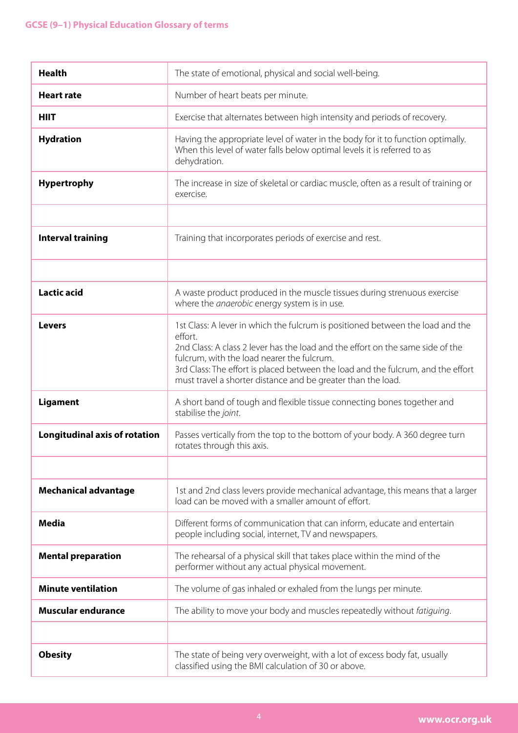| | |
|---|---|
| **Health** | The state of emotional, physical and social well-being. |
| **Heart rate** | Number of heart beats per minute. |
| **HIIT** | Exercise that alternates between high intensity and periods of recovery. |
| **Hydration** | Having the appropriate level of water in the body for it to function optimally. When this level of water falls below optimal levels it is referred to as dehydration. |
| **Hypertrophy** | The increase in size of skeletal or cardiac muscle, often as a result of training or exercise. |
| | |
| **Interval training** | Training that incorporates periods of exercise and rest. |
| | |
| **Lactic acid** | A waste product produced in the muscle tissues during strenuous exercise where the *anaerobic* energy system is in use. |
| **Levers** | 1st Class: A lever in which the fulcrum is positioned between the load and the effort.<br>2nd Class: A class 2 lever has the load and the effort on the same side of the fulcrum, with the load nearer the fulcrum.<br>3rd Class: The effort is placed between the load and the fulcrum, and the effort must travel a shorter distance and be greater than the load. |
| **Ligament** | A short band of tough and flexible tissue connecting bones together and stabilise the *joint*. |
| **Longitudinal axis of rotation** | Passes vertically from the top to the bottom of your body. A 360 degree turn rotates through this axis. |
| | |
| **Mechanical advantage** | 1st and 2nd class levers provide mechanical advantage, this means that a larger load can be moved with a smaller amount of effort. |
| **Media** | Different forms of communication that can inform, educate and entertain people including social, internet, TV and newspapers. |
| **Mental preparation** | The rehearsal of a physical skill that takes place within the mind of the performer without any actual physical movement. |
| **Minute ventilation** | The volume of gas inhaled or exhaled from the lungs per minute. |
| **Muscular endurance** | The ability to move your body and muscles repeatedly without *fatiguing*. |
| | |
| **Obesity** | The state of being very overweight, with a lot of excess body fat, usually classified using the BMI calculation of 30 or above. |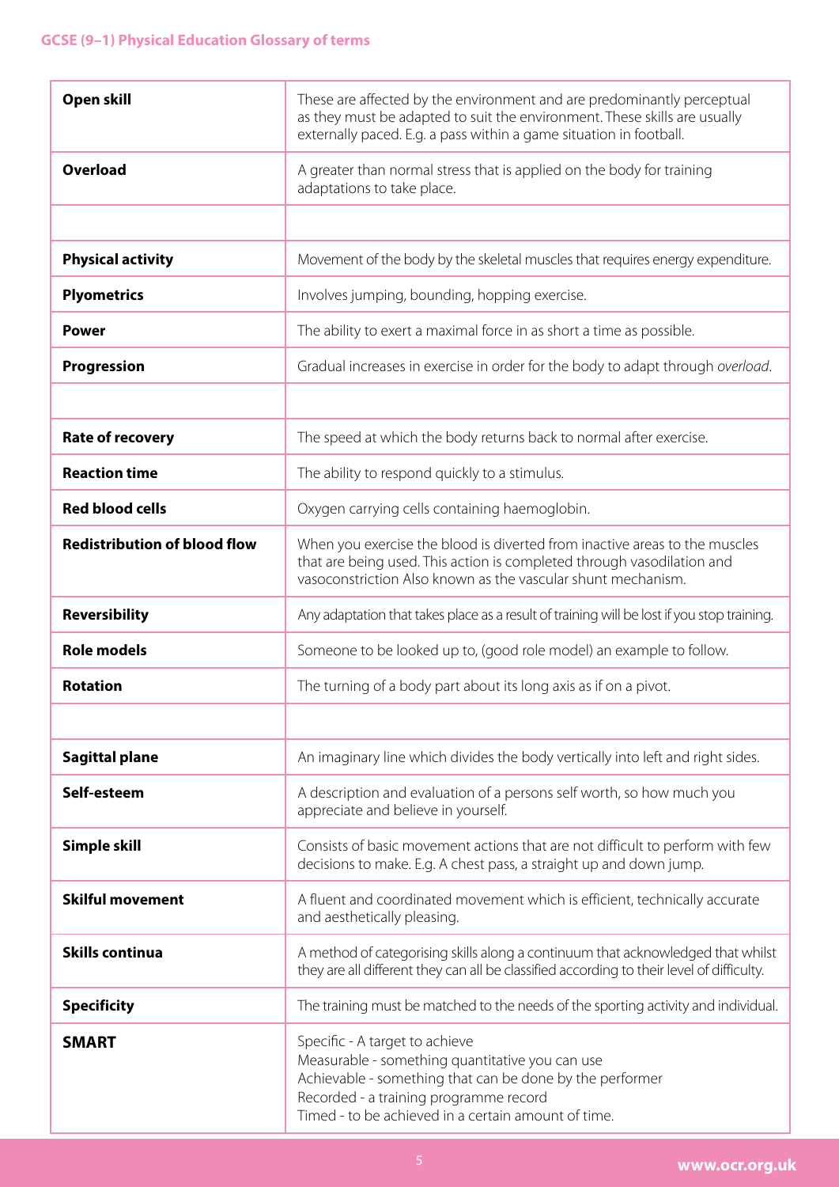| | |
|---|---|
| **Open skill** | These are affected by the environment and are predominantly perceptual as they must be adapted to suit the environment. These skills are usually externally paced. E.g. a pass within a game situation in football. |
| **Overload** | A greater than normal stress that is applied on the body for training adaptations to take place. |
| | |
| **Physical activity** | Movement of the body by the skeletal muscles that requires energy expenditure. |
| **Plyometrics** | Involves jumping, bounding, hopping exercise. |
| **Power** | The ability to exert a maximal force in as short a time as possible. |
| **Progression** | Gradual increases in exercise in order for the body to adapt through *overload*. |
| | |
| **Rate of recovery** | The speed at which the body returns back to normal after exercise. |
| **Reaction time** | The ability to respond quickly to a stimulus. |
| **Red blood cells** | Oxygen carrying cells containing haemoglobin. |
| **Redistribution of blood flow** | When you exercise the blood is diverted from inactive areas to the muscles that are being used. This action is completed through vasodilation and vasoconstriction Also known as the vascular shunt mechanism. |
| **Reversibility** | Any adaptation that takes place as a result of training will be lost if you stop training. |
| **Role models** | Someone to be looked up to, (good role model) an example to follow. |
| **Rotation** | The turning of a body part about its long axis as if on a pivot. |
| | |
| **Sagittal plane** | An imaginary line which divides the body vertically into left and right sides. |
| **Self-esteem** | A description and evaluation of a persons self worth, so how much you appreciate and believe in yourself. |
| **Simple skill** | Consists of basic movement actions that are not difficult to perform with few decisions to make. E.g. A chest pass, a straight up and down jump. |
| **Skilful movement** | A fluent and coordinated movement which is efficient, technically accurate and aesthetically pleasing. |
| **Skills continua** | A method of categorising skills along a continuum that acknowledged that whilst they are all different they can all be classified according to their level of difficulty. |
| **Specificity** | The training must be matched to the needs of the sporting activity and individual. |
| **SMART** | Specific - A target to achieve<br>Measurable - something quantitative you can use<br>Achievable - something that can be done by the performer<br>Recorded - a training programme record<br>Timed - to be achieved in a certain amount of time. |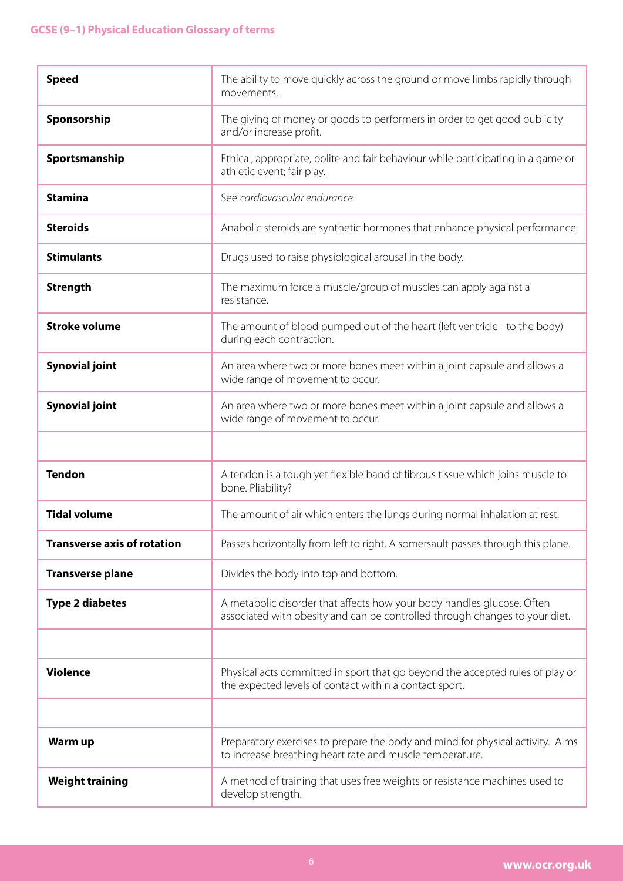| | |
|---|---|
| **Speed** | The ability to move quickly across the ground or move limbs rapidly through movements. |
| **Sponsorship** | The giving of money or goods to performers in order to get good publicity and/or increase profit. |
| **Sportsmanship** | Ethical, appropriate, polite and fair behaviour while participating in a game or athletic event; fair play. |
| **Stamina** | See *cardiovascular endurance.* |
| **Steroids** | Anabolic steroids are synthetic hormones that enhance physical performance. |
| **Stimulants** | Drugs used to raise physiological arousal in the body. |
| **Strength** | The maximum force a muscle/group of muscles can apply against a resistance. |
| **Stroke volume** | The amount of blood pumped out of the heart (left ventricle - to the body) during each contraction. |
| **Synovial joint** | An area where two or more bones meet within a joint capsule and allows a wide range of movement to occur. |
| **Synovial joint** | An area where two or more bones meet within a joint capsule and allows a wide range of movement to occur. |
| | |
| **Tendon** | A tendon is a tough yet flexible band of fibrous tissue which joins muscle to bone. Pliability? |
| **Tidal volume** | The amount of air which enters the lungs during normal inhalation at rest. |
| **Transverse axis of rotation** | Passes horizontally from left to right. A somersault passes through this plane. |
| **Transverse plane** | Divides the body into top and bottom. |
| **Type 2 diabetes** | A metabolic disorder that affects how your body handles glucose. Often associated with obesity and can be controlled through changes to your diet. |
| | |
| **Violence** | Physical acts committed in sport that go beyond the accepted rules of play or the expected levels of contact within a contact sport. |
| | |
| **Warm up** | Preparatory exercises to prepare the body and mind for physical activity. Aims to increase breathing heart rate and muscle temperature. |
| **Weight training** | A method of training that uses free weights or resistance machines used to develop strength. |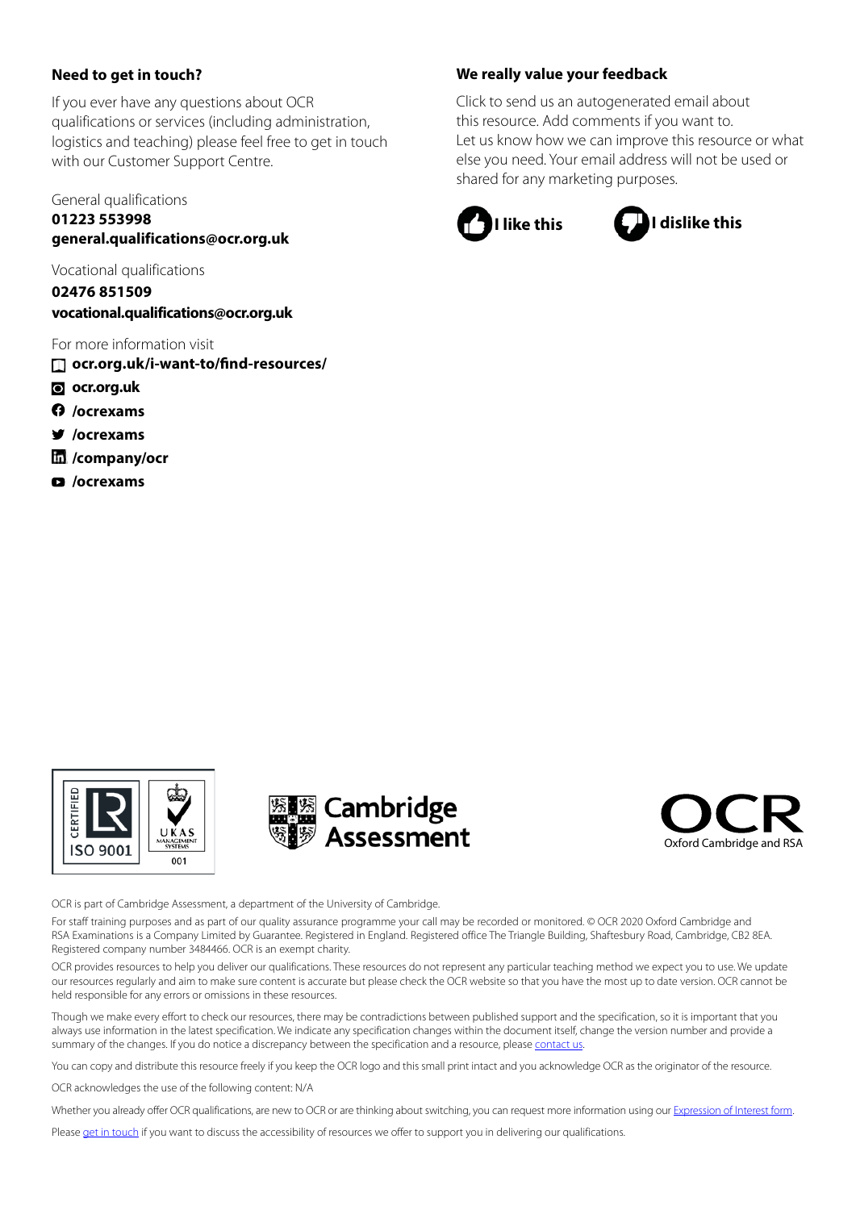**Need to get in touch?**

If you ever have any questions about OCR qualifications or services (including administration, logistics and teaching) please feel free to get in touch with our Customer Support Centre.

General qualifications
**01223 553998**
**general.qualifications@ocr.org.uk**

Vocational qualifications
**02476 851509**
**vocational.qualifications@ocr.org.uk**

For more information visit

- **ocr.org.uk/i-want-to/find-resources/**
- **ocr.org.uk**
- **/ocrexams**
- **/ocrexams**
- **/company/ocr**
- **/ocrexams**

**We really value your feedback**

Click to send us an autogenerated email about this resource. Add comments if you want to. Let us know how we can improve this resource or what else you need. Your email address will not be used or shared for any marketing purposes.

**I like this** **I dislike this**

OCR is part of Cambridge Assessment, a department of the University of Cambridge.

For staff training purposes and as part of our quality assurance programme your call may be recorded or monitored. © OCR 2020 Oxford Cambridge and RSA Examinations is a Company Limited by Guarantee. Registered in England. Registered office The Triangle Building, Shaftesbury Road, Cambridge, CB2 8EA. Registered company number 3484466. OCR is an exempt charity.

OCR provides resources to help you deliver our qualifications. These resources do not represent any particular teaching method we expect you to use. We update our resources regularly and aim to make sure content is accurate but please check the OCR website so that you have the most up to date version. OCR cannot be held responsible for any errors or omissions in these resources.

Though we make every effort to check our resources, there may be contradictions between published support and the specification, so it is important that you always use information in the latest specification. We indicate any specification changes within the document itself, change the version number and provide a summary of the changes. If you do notice a discrepancy between the specification and a resource, please contact us.

You can copy and distribute this resource freely if you keep the OCR logo and this small print intact and you acknowledge OCR as the originator of the resource.

OCR acknowledges the use of the following content: N/A

Whether you already offer OCR qualifications, are new to OCR or are thinking about switching, you can request more information using our Expression of Interest form.

Please get in touch if you want to discuss the accessibility of resources we offer to support you in delivering our qualifications.